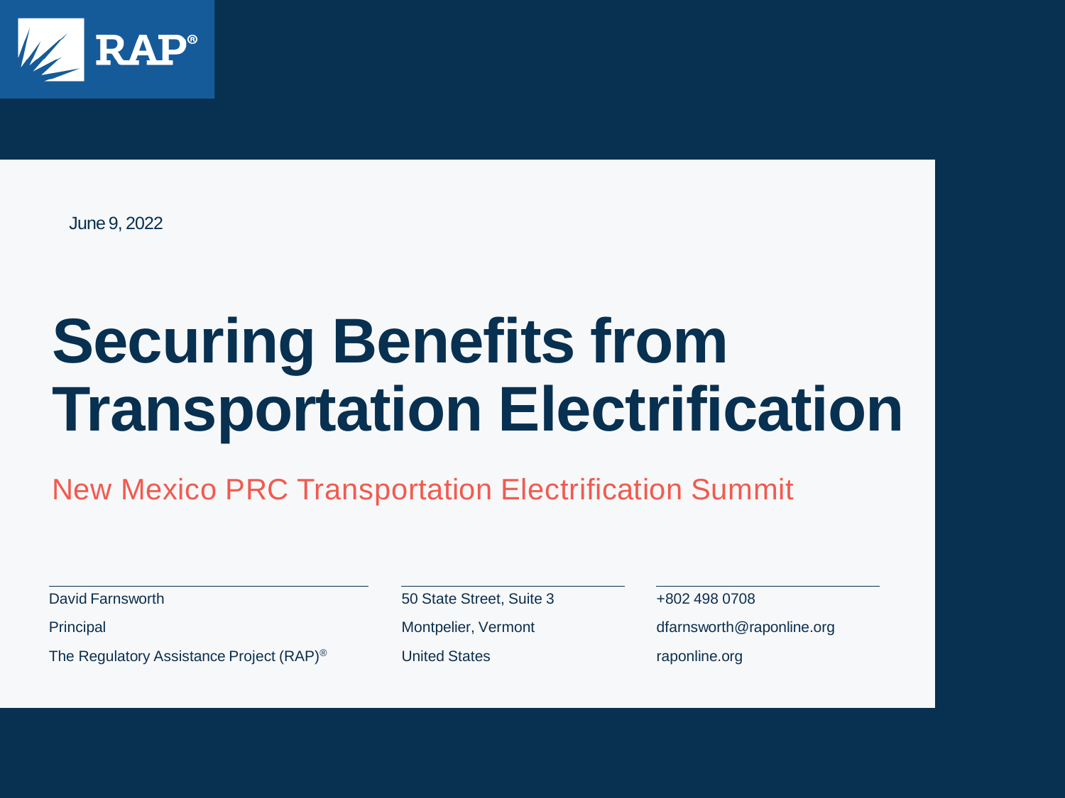RAP®

June 9, 2022

# Securing Benefits from Transportation Electrification

## New Mexico PRC Transportation Electrification Summit

David Farnsworth
Principal
The Regulatory Assistance Project (RAP)®

50 State Street, Suite 3
Montpelier, Vermont
United States

+802 498 0708
dfarnsworth@raponline.org
raponline.org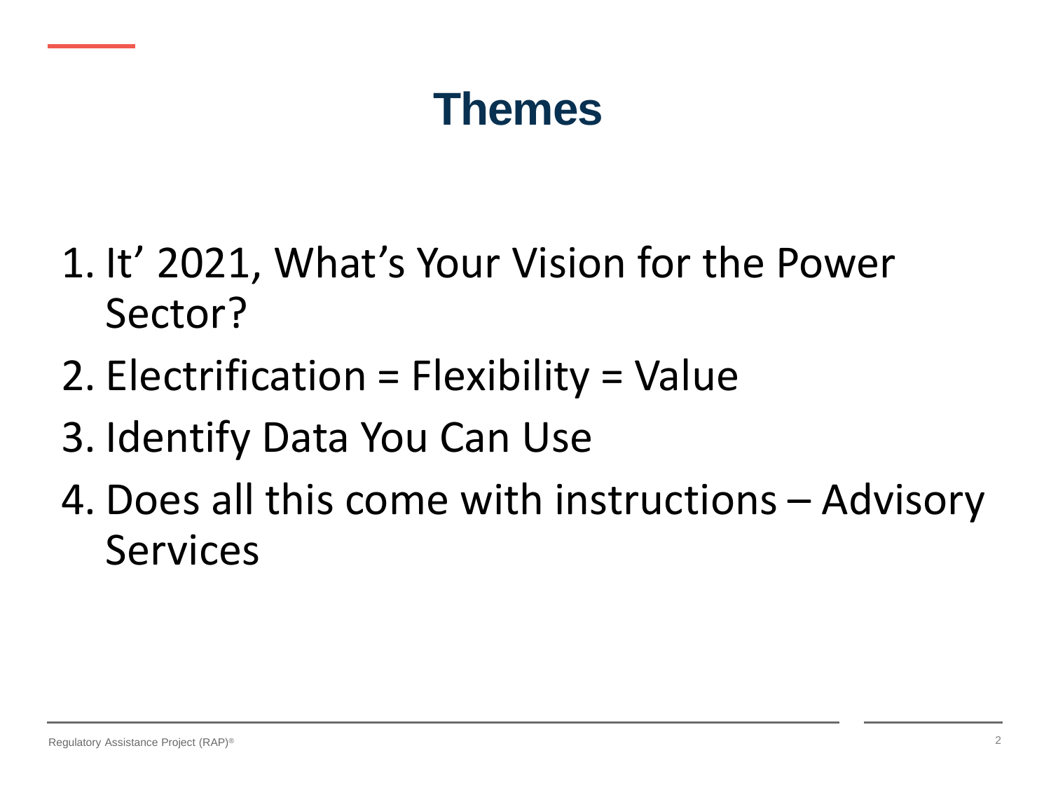# Themes

1. It’ 2021, What’s Your Vision for the Power Sector?
2. Electrification = Flexibility = Value
3. Identify Data You Can Use
4. Does all this come with instructions – Advisory Services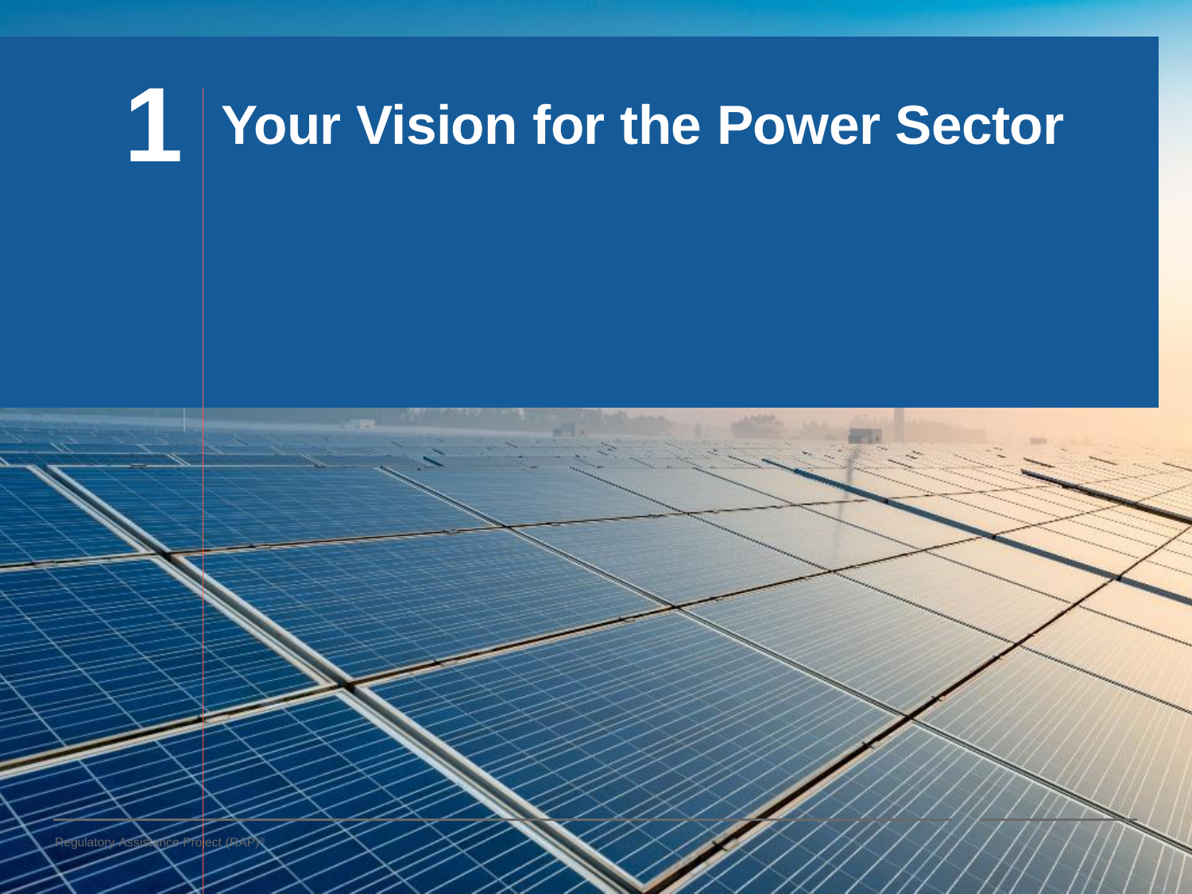# 1 Your Vision for the Power Sector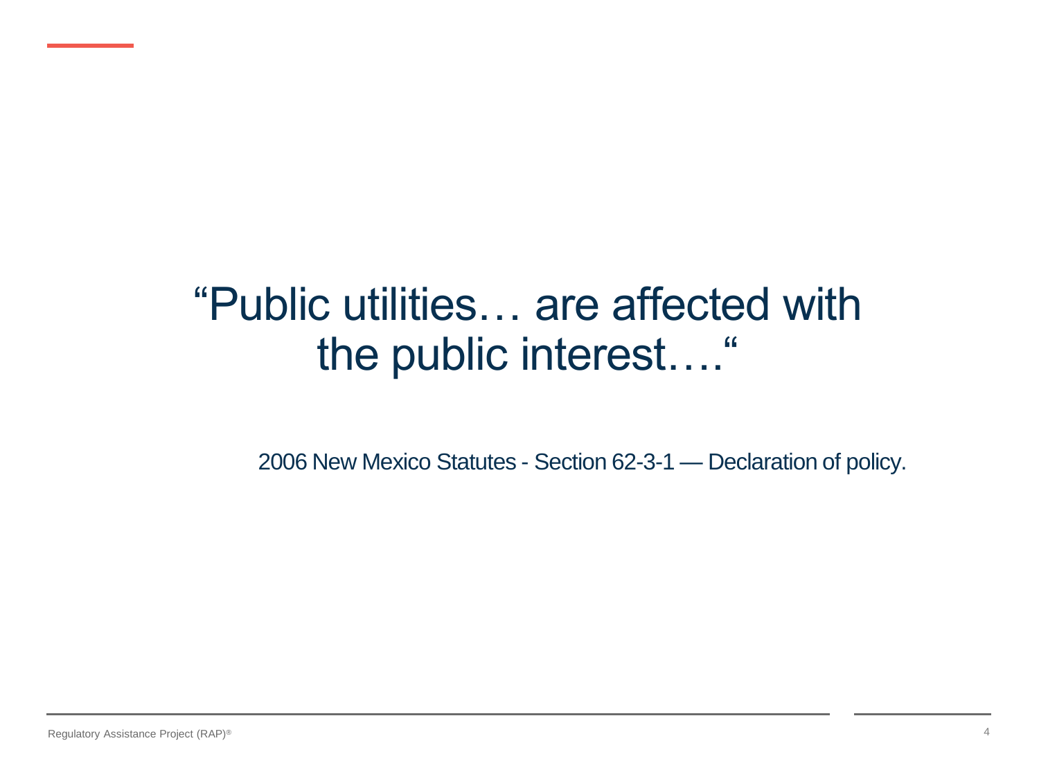"Public utilities… are affected with the public interest…."

2006 New Mexico Statutes - Section 62-3-1 — Declaration of policy.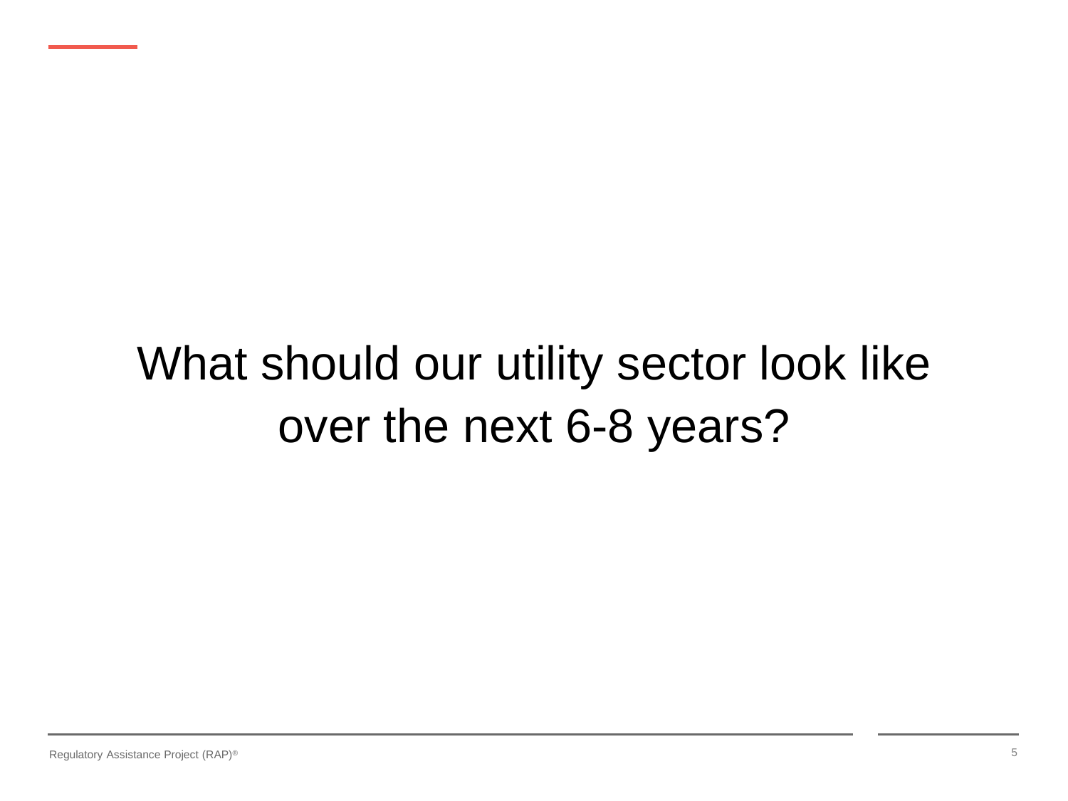# What should our utility sector look like over the next 6-8 years?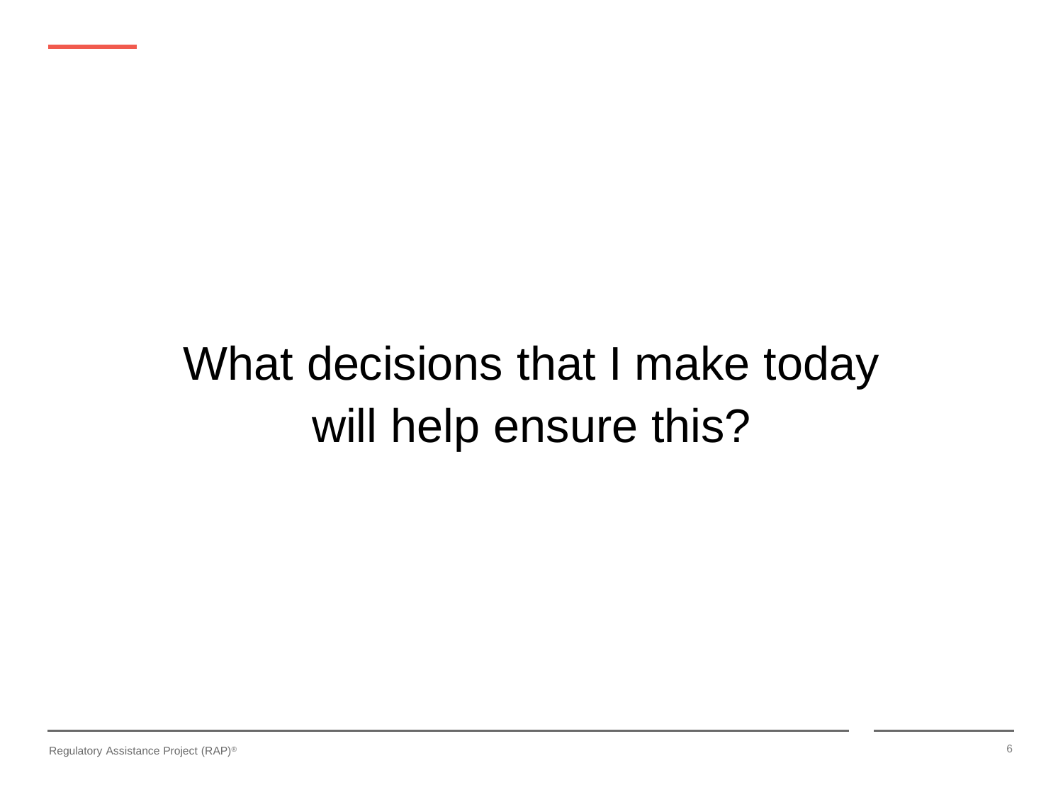What decisions that I make today will help ensure this?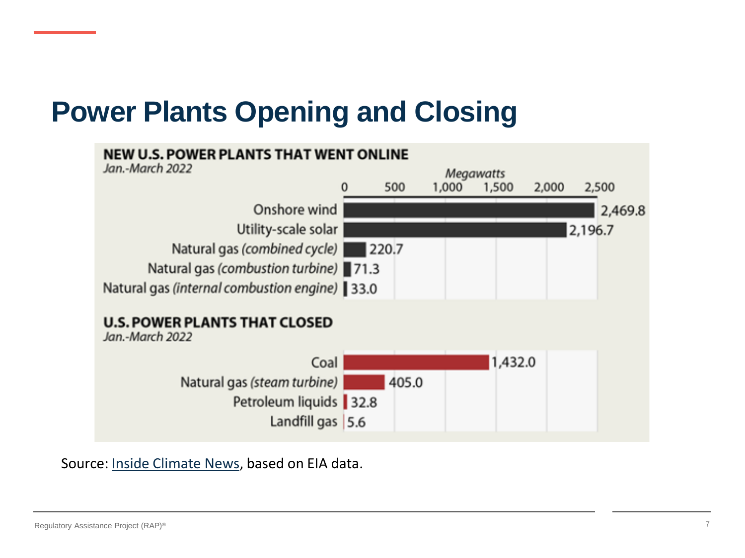# Power Plants Opening and Closing

**NEW U.S. POWER PLANTS THAT WENT ONLINE**
*Jan.-March 2022*

| Type | Megawatts |
|---|---|
| Onshore wind | 2,469.8 |
| Utility-scale solar | 2,196.7 |
| Natural gas *(combined cycle)* | 220.7 |
| Natural gas *(combustion turbine)* | 71.3 |
| Natural gas *(internal combustion engine)* | 33.0 |

**U.S. POWER PLANTS THAT CLOSED**
*Jan.-March 2022*

| Type | Megawatts |
|---|---|
| Coal | 1,432.0 |
| Natural gas *(steam turbine)* | 405.0 |
| Petroleum liquids | 32.8 |
| Landfill gas | 5.6 |

Source: Inside Climate News, based on EIA data.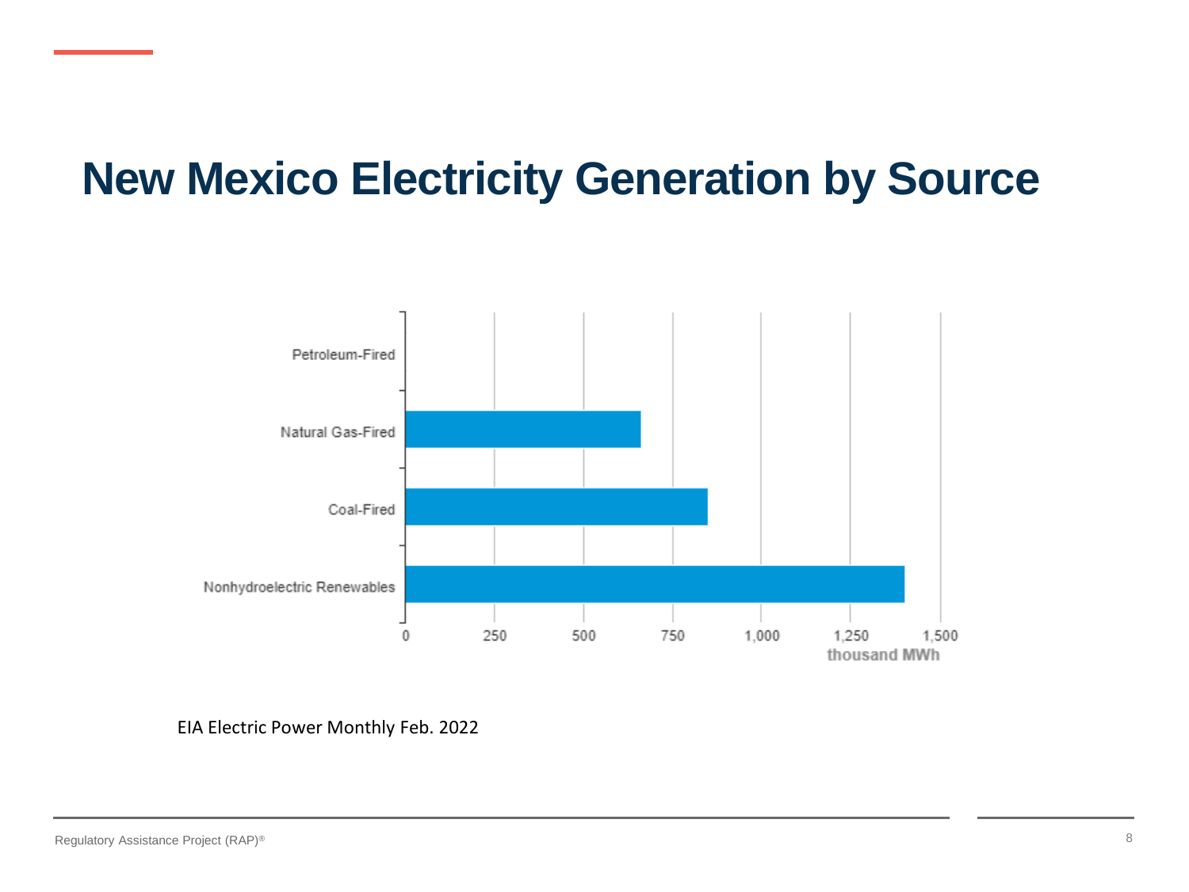# New Mexico Electricity Generation by Source

Petroleum-Fired

Natural Gas-Fired

Coal-Fired

Nonhydroelectric Renewables

0 250 500 750 1,000 1,250 1,500

thousand MWh

EIA Electric Power Monthly Feb. 2022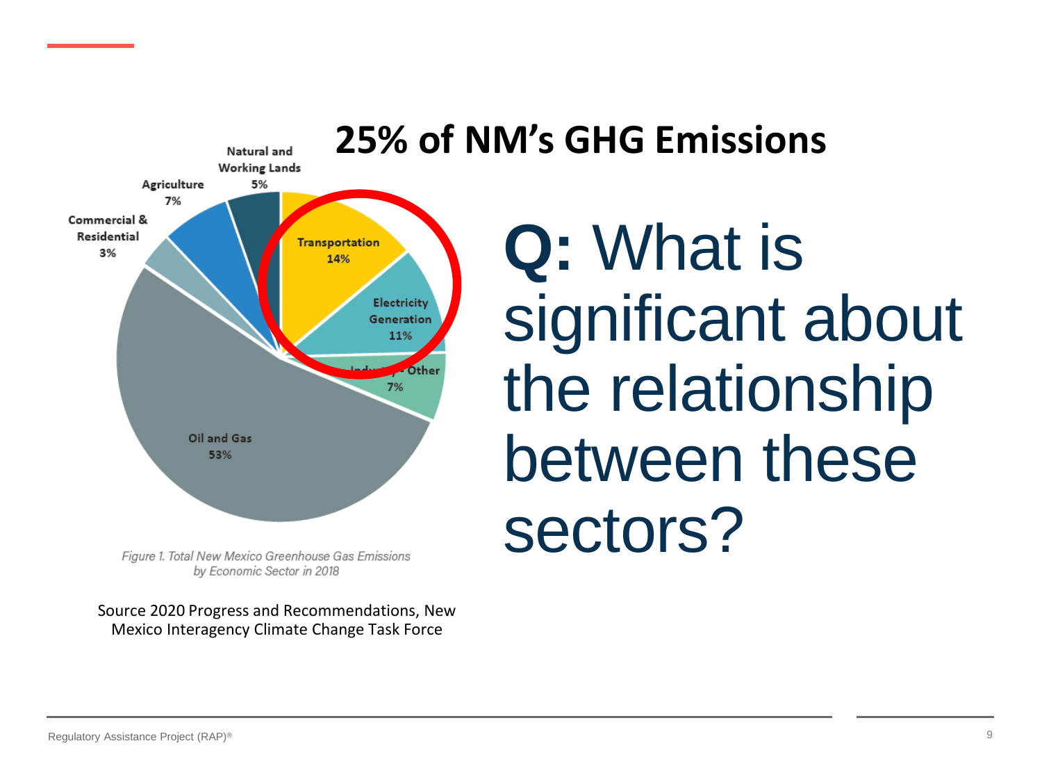## 25% of NM's GHG Emissions

Natural and Working Lands 5%

Agriculture 7%

Commercial & Residential 3%

Transportation 14%

Electricity Generation 11%

Industry - Other 7%

Oil and Gas 53%

*Figure 1. Total New Mexico Greenhouse Gas Emissions by Economic Sector in 2018*

Source 2020 Progress and Recommendations, New Mexico Interagency Climate Change Task Force

# **Q:** What is significant about the relationship between these sectors?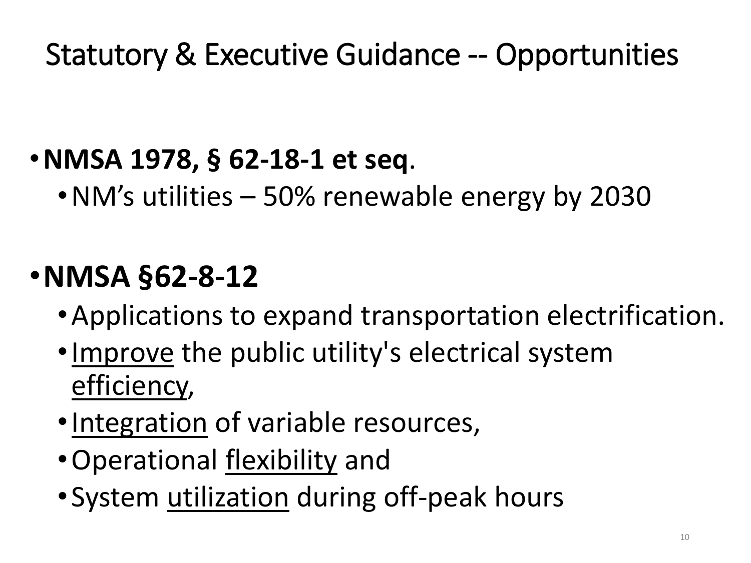# Statutory & Executive Guidance -- Opportunities

- **NMSA 1978, § 62-18-1 et seq**.
  - NM's utilities – 50% renewable energy by 2030

- **NMSA §62-8-12**
  - Applications to expand transportation electrification.
  - <u>Improve</u> the public utility's electrical system <u>efficiency</u>,
  - <u>Integration</u> of variable resources,
  - Operational <u>flexibility</u> and
  - System <u>utilization</u> during off-peak hours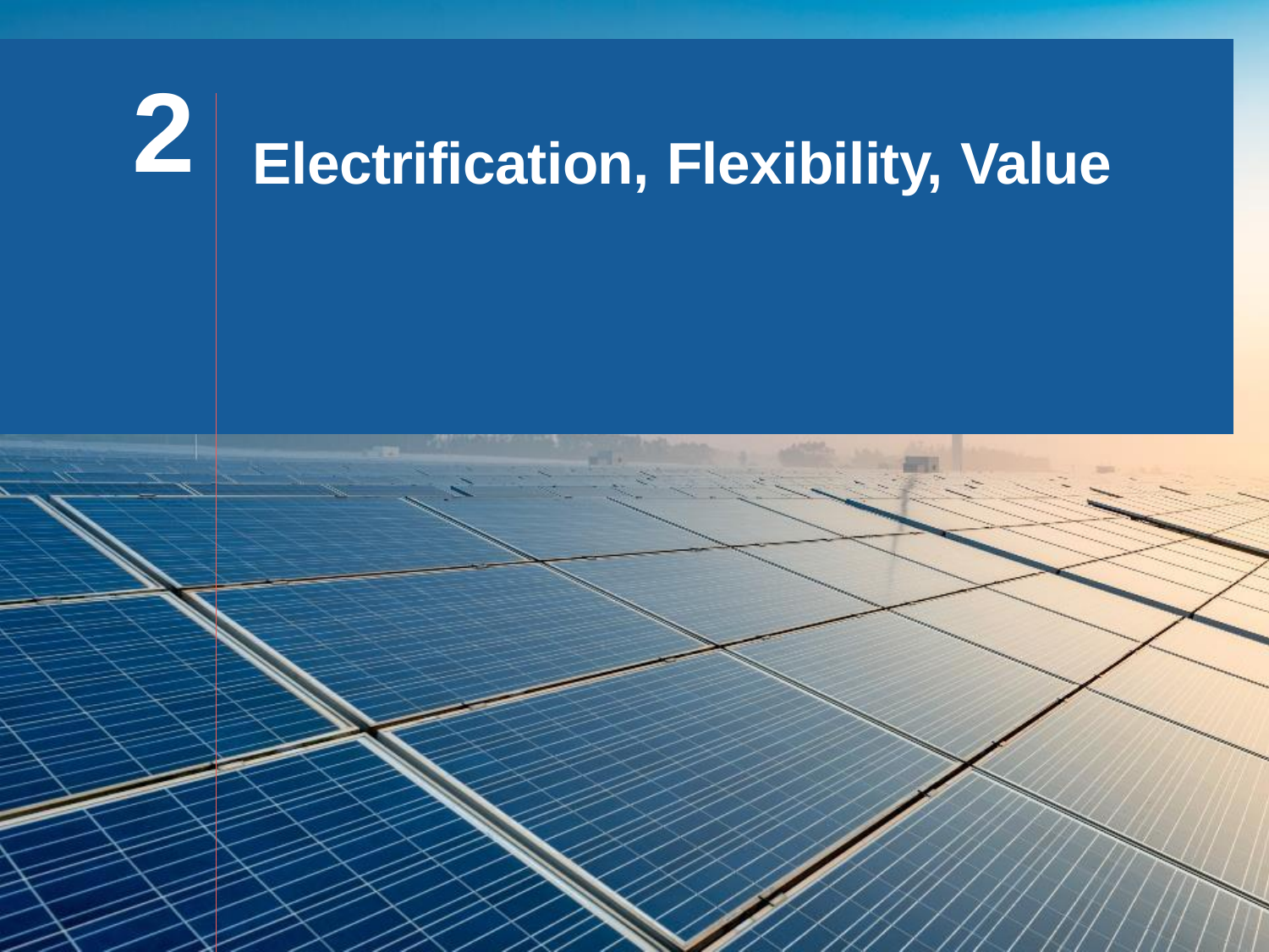# 2 Electrification, Flexibility, Value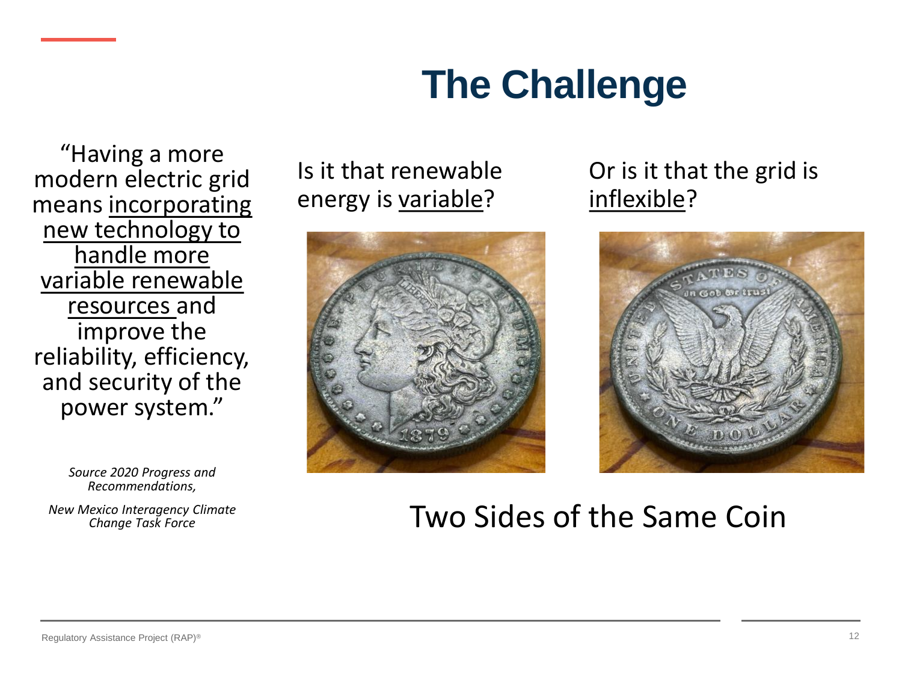# The Challenge

"Having a more modern electric grid means incorporating new technology to handle more variable renewable resources and improve the reliability, efficiency, and security of the power system."

*Source 2020 Progress and Recommendations,*

*New Mexico Interagency Climate Change Task Force*

Is it that renewable energy is variable?

Or is it that the grid is inflexible?

Two Sides of the Same Coin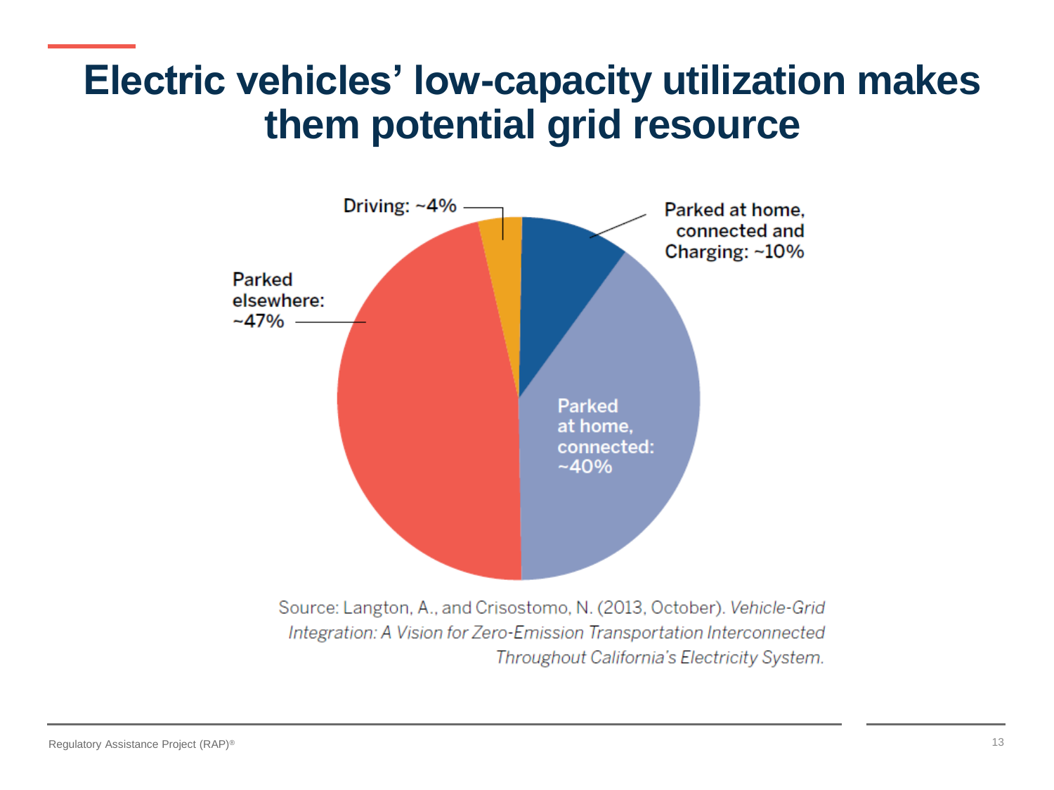# Electric vehicles' low-capacity utilization makes them potential grid resource

Driving: ~4%

Parked at home, connected and Charging: ~10%

Parked elsewhere: ~47%

Parked at home, connected: ~40%

Source: Langton, A., and Crisostomo, N. (2013, October). *Vehicle-Grid Integration: A Vision for Zero-Emission Transportation Interconnected Throughout California's Electricity System.*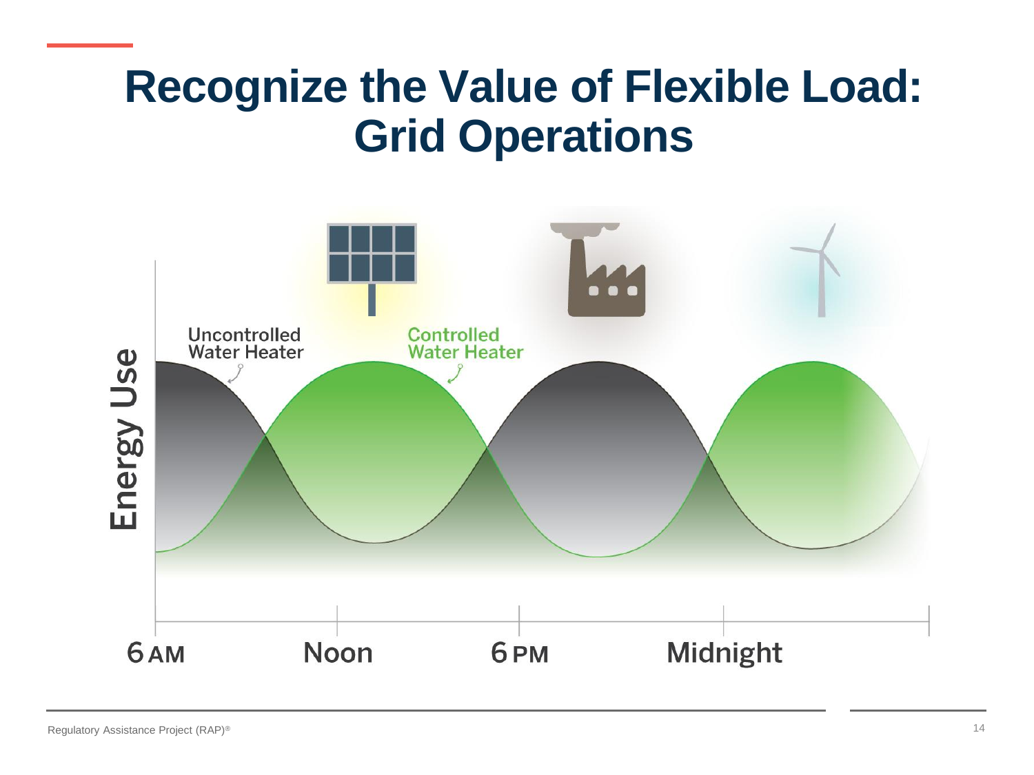# Recognize the Value of Flexible Load: Grid Operations

Uncontrolled Water Heater

Controlled Water Heater

Energy Use

6 AM

Noon

6 PM

Midnight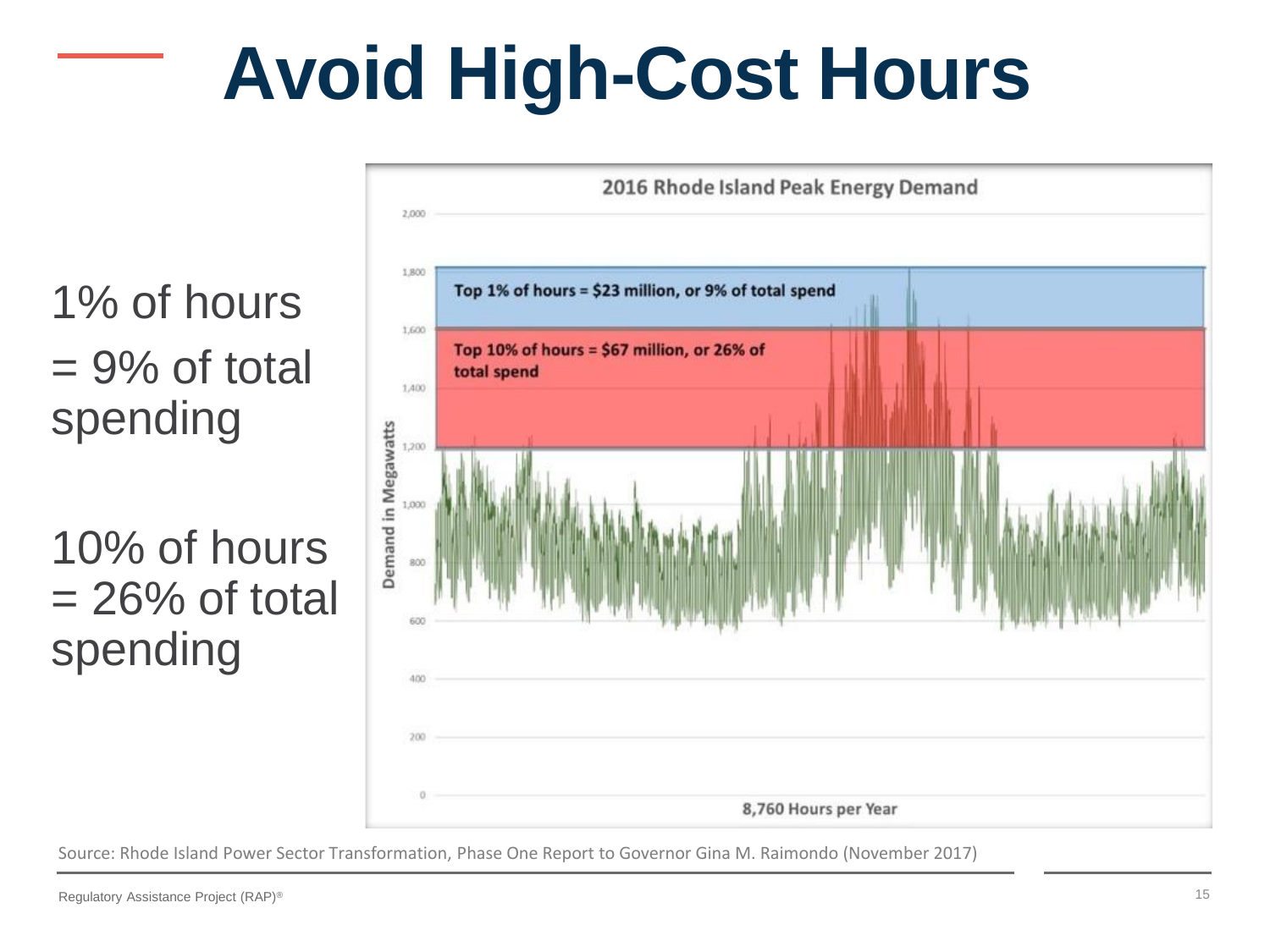# Avoid High-Cost Hours

1% of hours = 9% of total spending

10% of hours = 26% of total spending

**2016 Rhode Island Peak Energy Demand**

**Top 1% of hours = $23 million, or 9% of total spend**

**Top 10% of hours = $67 million, or 26% of total spend**

Demand in Megawatts

8,760 Hours per Year

Source: Rhode Island Power Sector Transformation, Phase One Report to Governor Gina M. Raimondo (November 2017)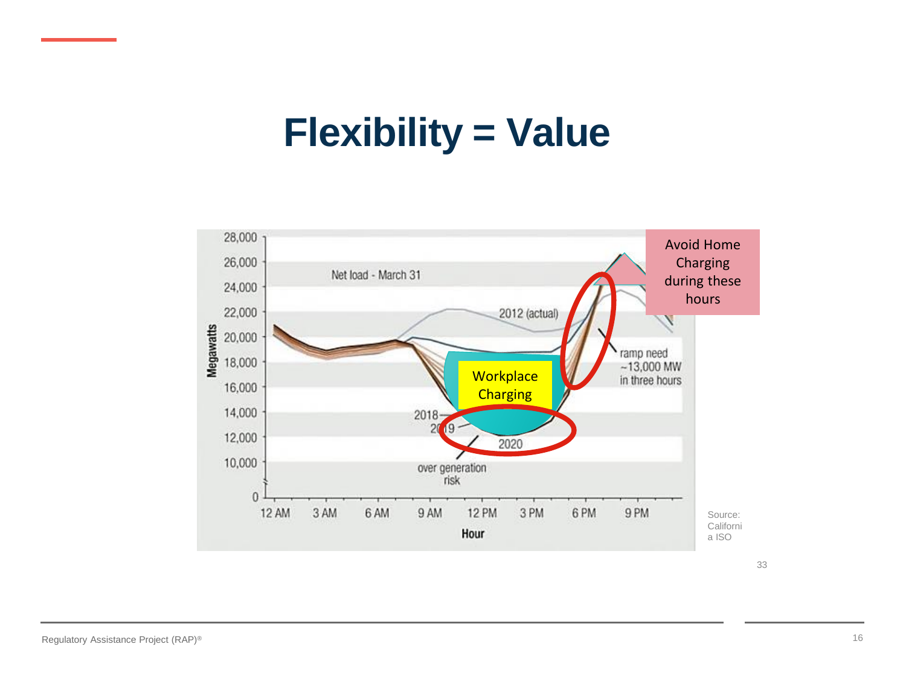# Flexibility = Value

Net load - March 31

2012 (actual)

Avoid Home Charging during these hours

ramp need ~13,000 MW in three hours

Workplace Charging

2018

2019

2020

over generation risk

Megawatts

Hour

Source: California ISO

33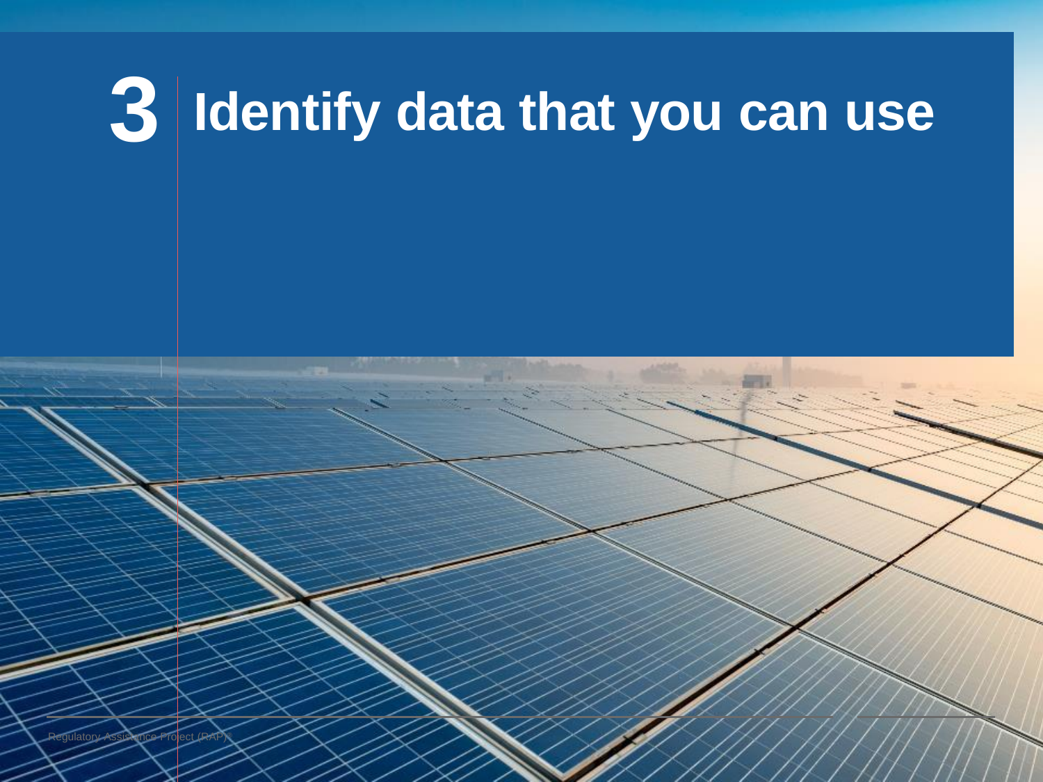# 3 Identify data that you can use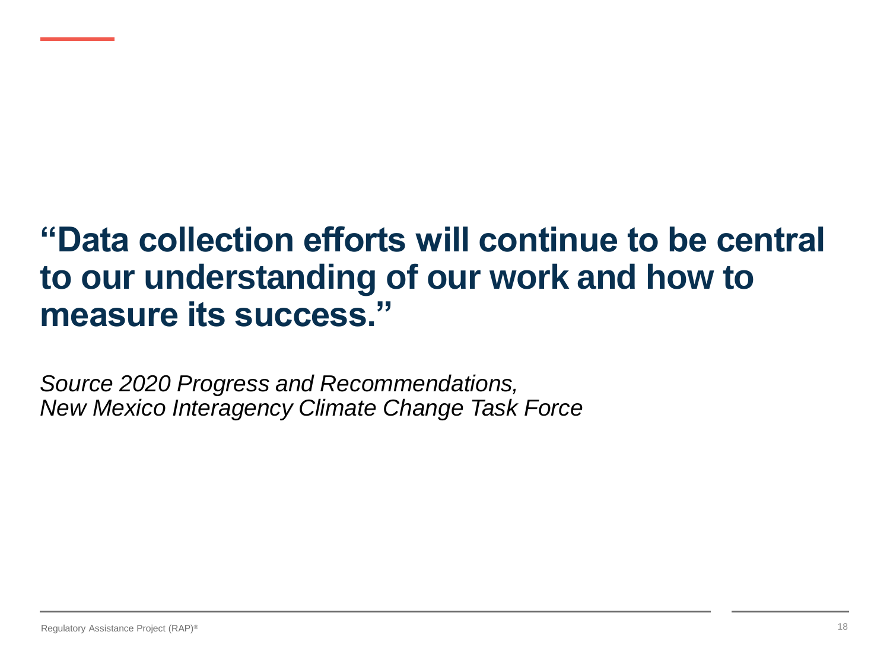**“Data collection efforts will continue to be central to our understanding of our work and how to measure its success.”**

*Source 2020 Progress and Recommendations,*
*New Mexico Interagency Climate Change Task Force*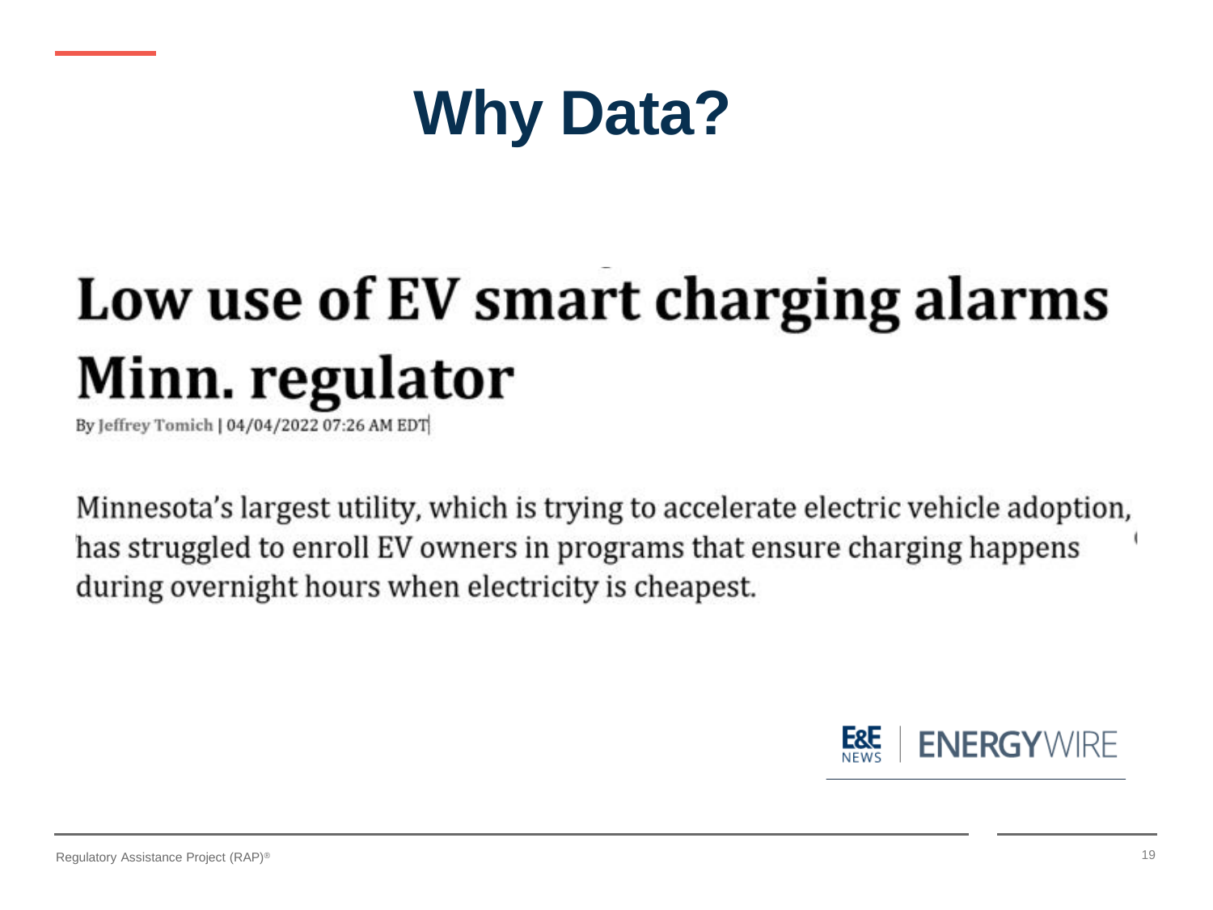# Why Data?

## Low use of EV smart charging alarms Minn. regulator

By Jeffrey Tomich | 04/04/2022 07:26 AM EDT

Minnesota's largest utility, which is trying to accelerate electric vehicle adoption, has struggled to enroll EV owners in programs that ensure charging happens during overnight hours when electricity is cheapest.

E&E NEWS | ENERGYWIRE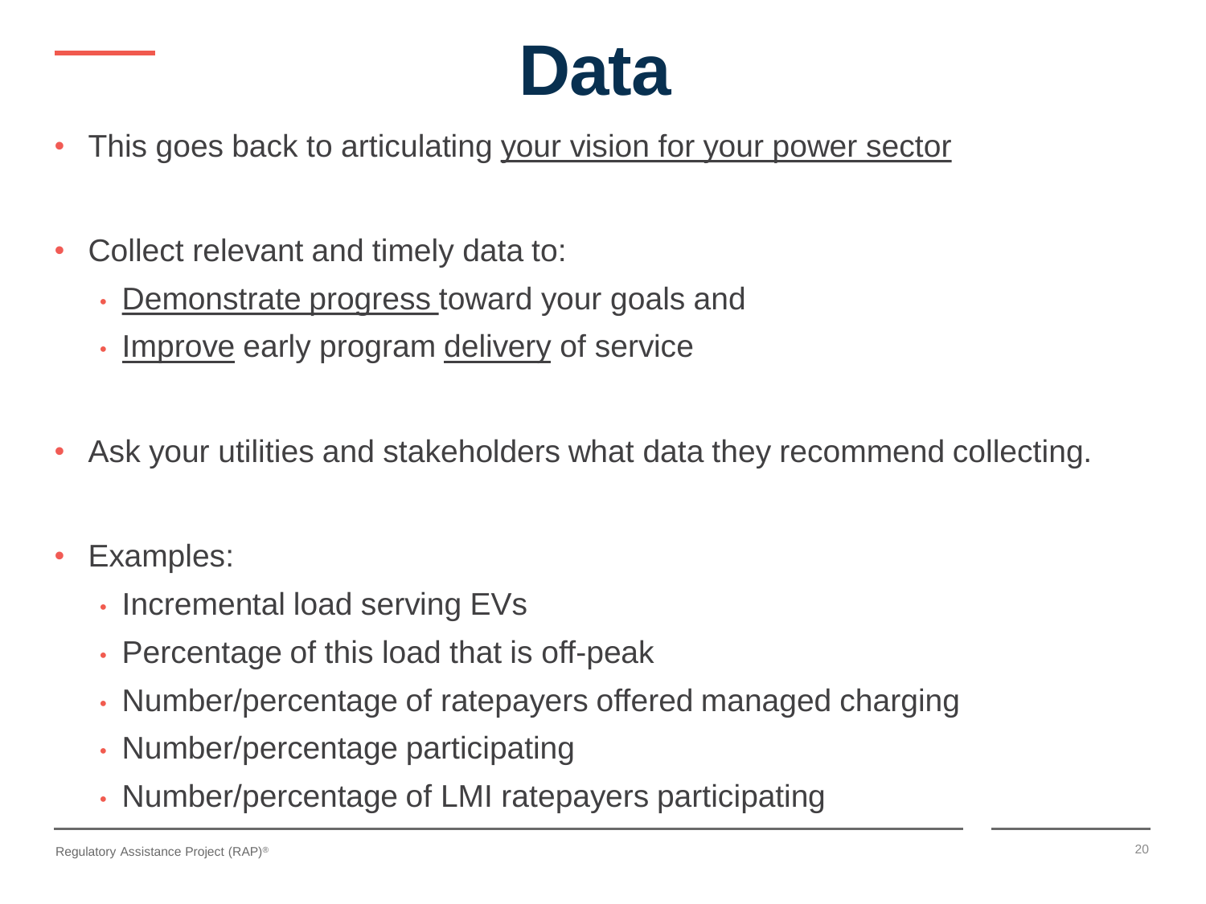# Data

- This goes back to articulating your vision for your power sector
- Collect relevant and timely data to:
  - Demonstrate progress toward your goals and
  - Improve early program delivery of service
- Ask your utilities and stakeholders what data they recommend collecting.
- Examples:
  - Incremental load serving EVs
  - Percentage of this load that is off-peak
  - Number/percentage of ratepayers offered managed charging
  - Number/percentage participating
  - Number/percentage of LMI ratepayers participating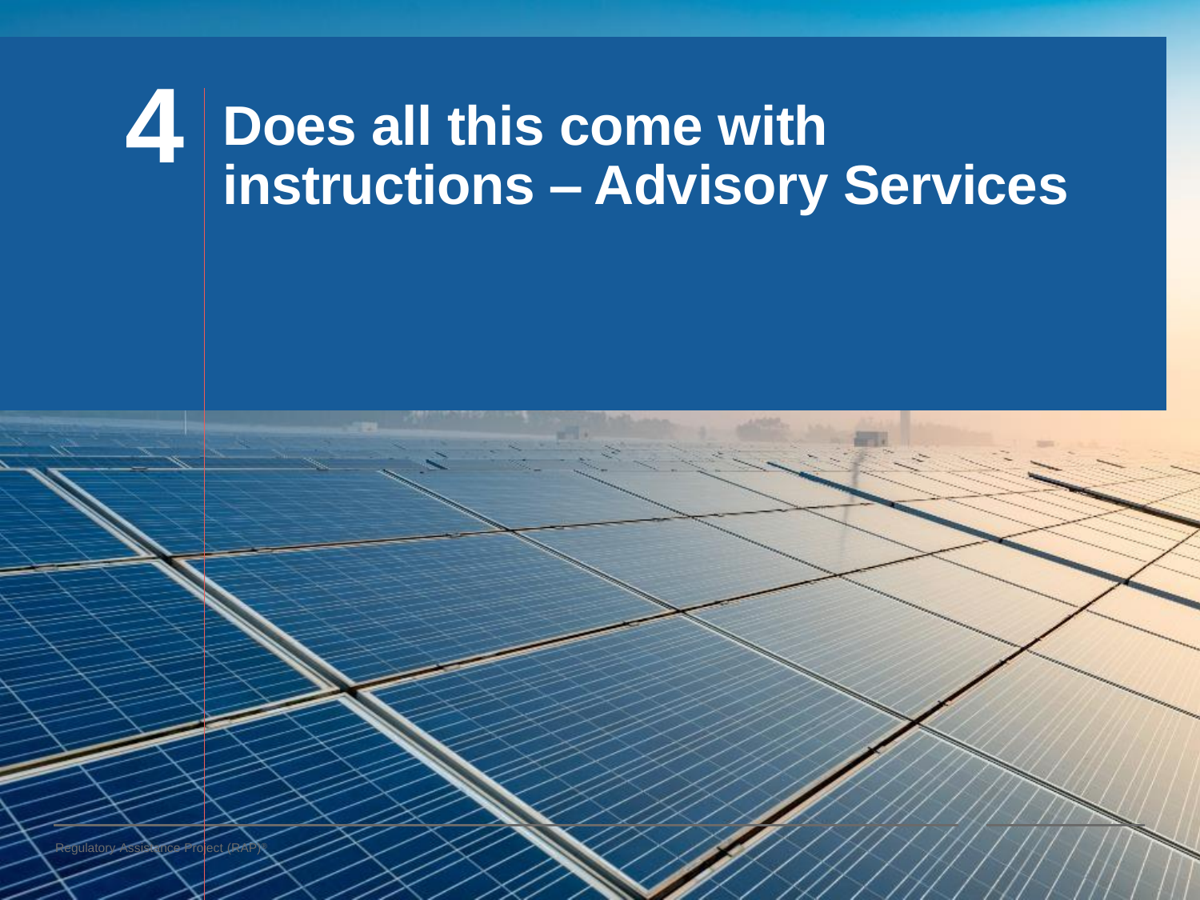# 4 Does all this come with instructions – Advisory Services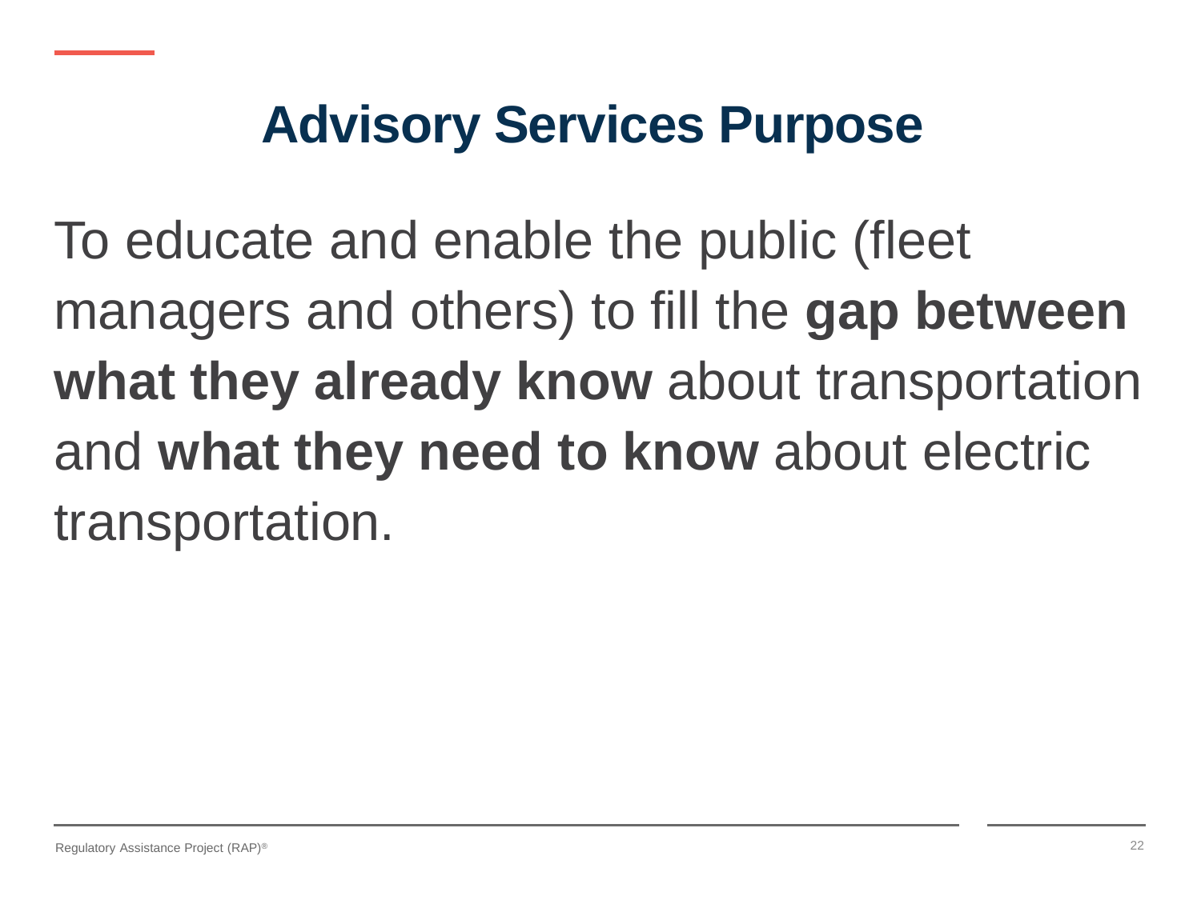# Advisory Services Purpose

To educate and enable the public (fleet managers and others) to fill the **gap between what they already know** about transportation and **what they need to know** about electric transportation.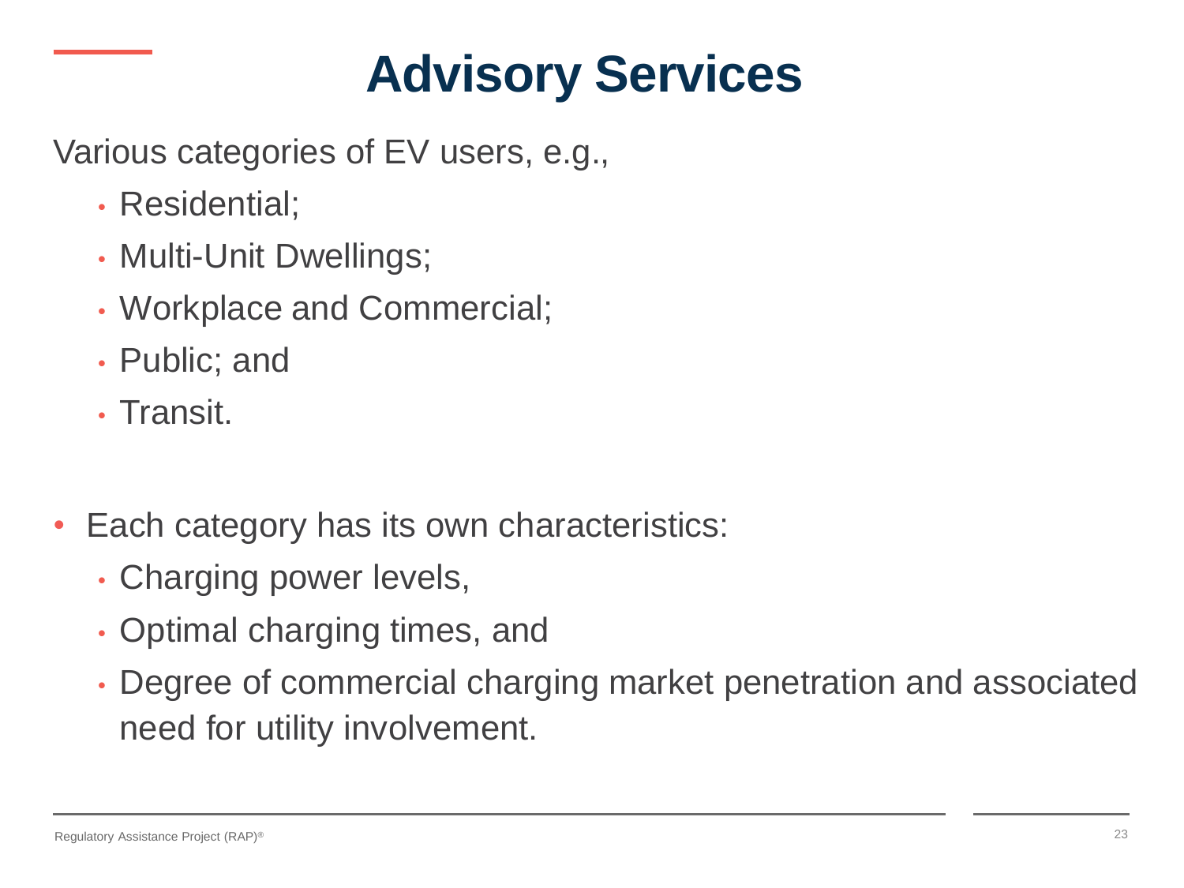# Advisory Services

Various categories of EV users, e.g.,

- Residential;
- Multi-Unit Dwellings;
- Workplace and Commercial;
- Public; and
- Transit.

- Each category has its own characteristics:
  - Charging power levels,
  - Optimal charging times, and
  - Degree of commercial charging market penetration and associated need for utility involvement.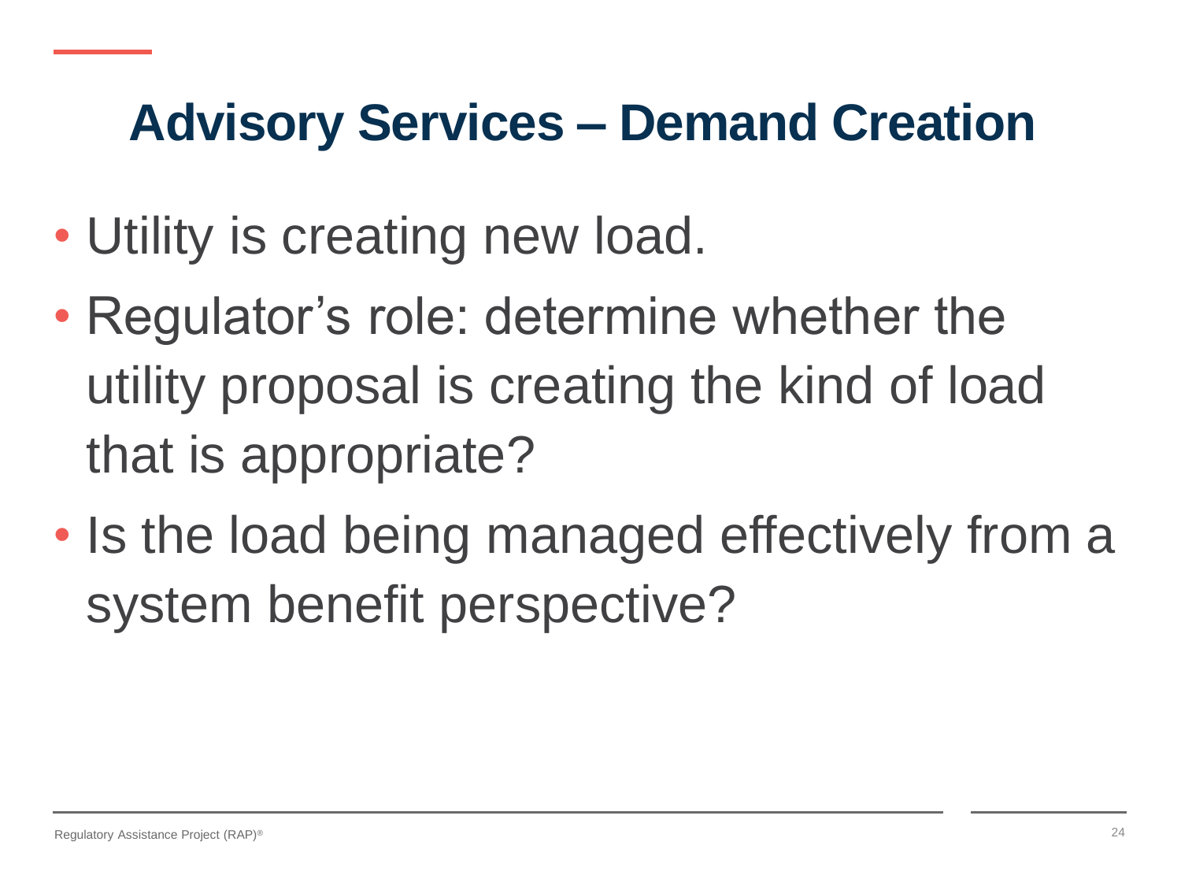# Advisory Services – Demand Creation

- Utility is creating new load.
- Regulator's role: determine whether the utility proposal is creating the kind of load that is appropriate?
- Is the load being managed effectively from a system benefit perspective?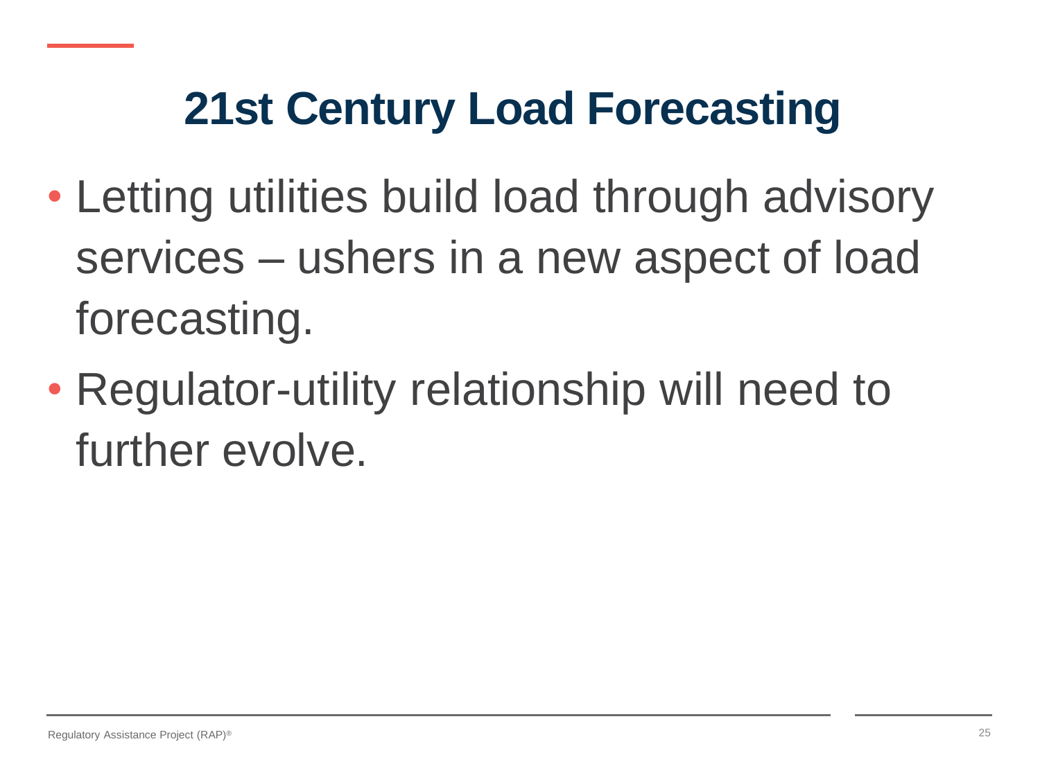# 21st Century Load Forecasting

- Letting utilities build load through advisory services – ushers in a new aspect of load forecasting.
- Regulator-utility relationship will need to further evolve.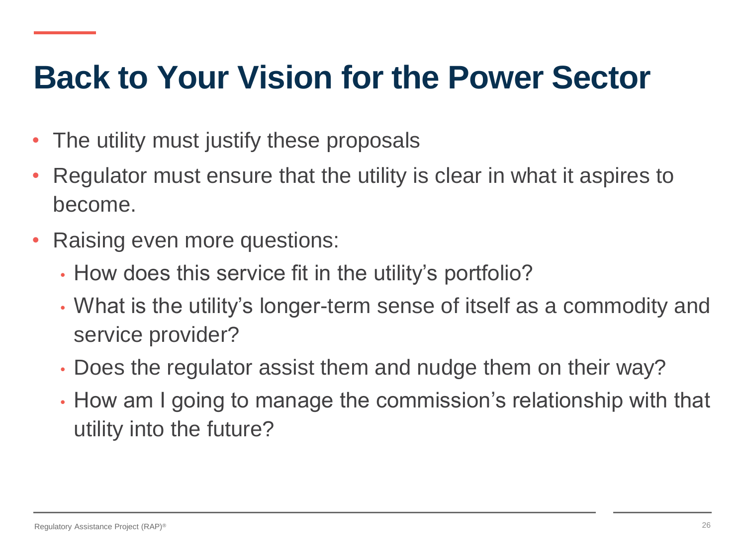# Back to Your Vision for the Power Sector

- The utility must justify these proposals
- Regulator must ensure that the utility is clear in what it aspires to become.
- Raising even more questions:
  - How does this service fit in the utility's portfolio?
  - What is the utility's longer-term sense of itself as a commodity and service provider?
  - Does the regulator assist them and nudge them on their way?
  - How am I going to manage the commission's relationship with that utility into the future?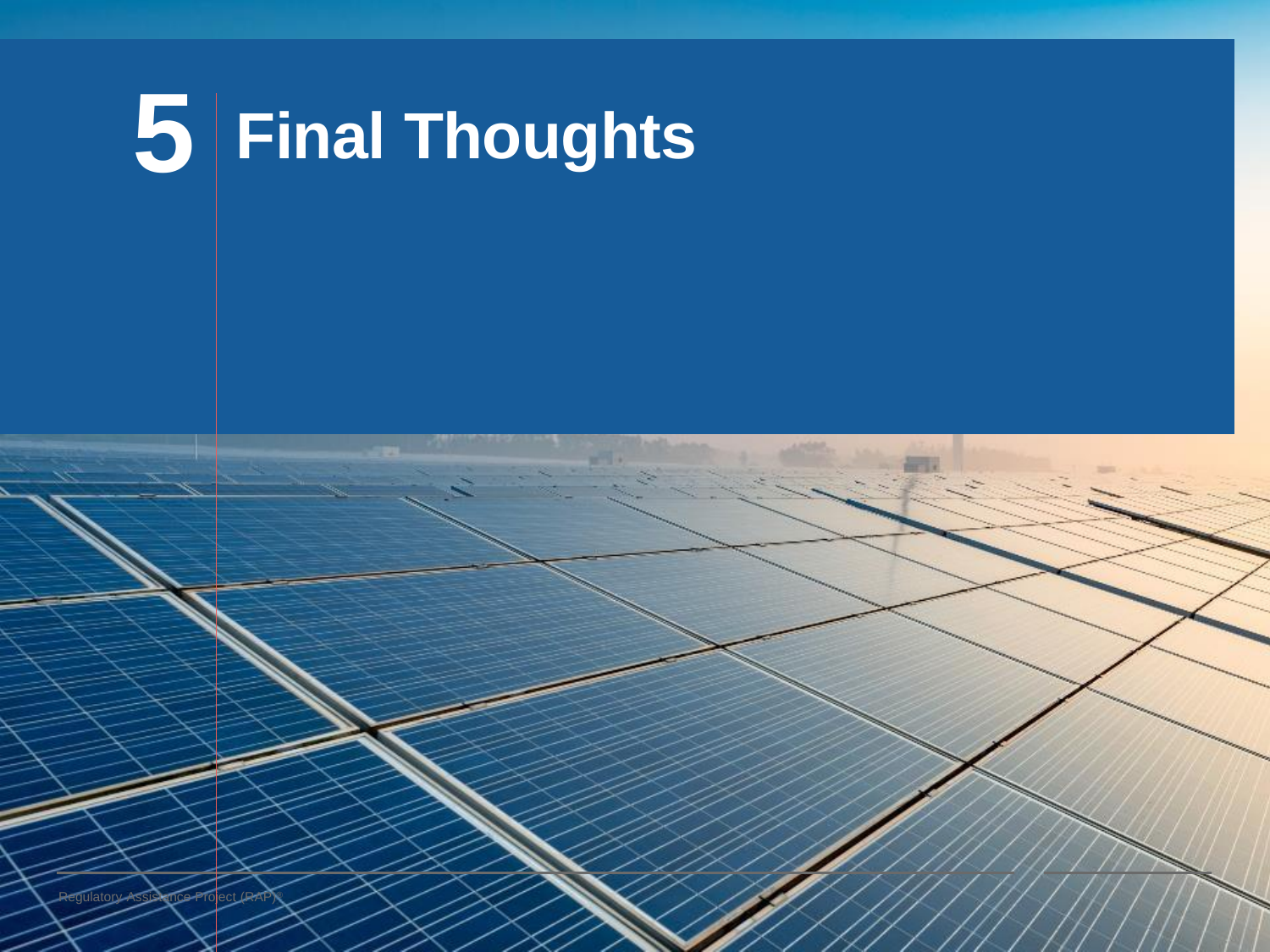# 5 Final Thoughts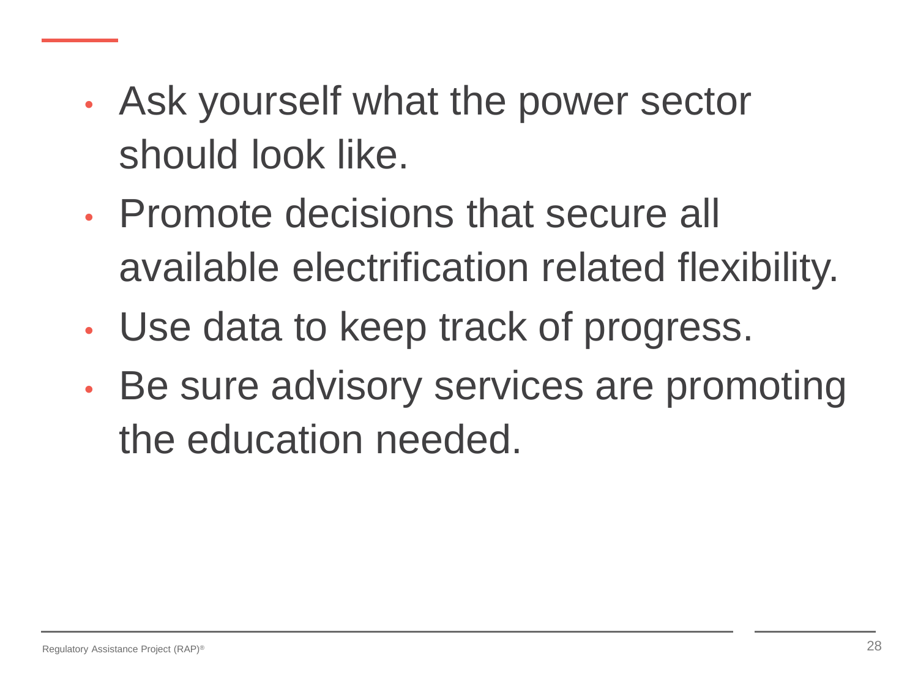- Ask yourself what the power sector should look like.
- Promote decisions that secure all available electrification related flexibility.
- Use data to keep track of progress.
- Be sure advisory services are promoting the education needed.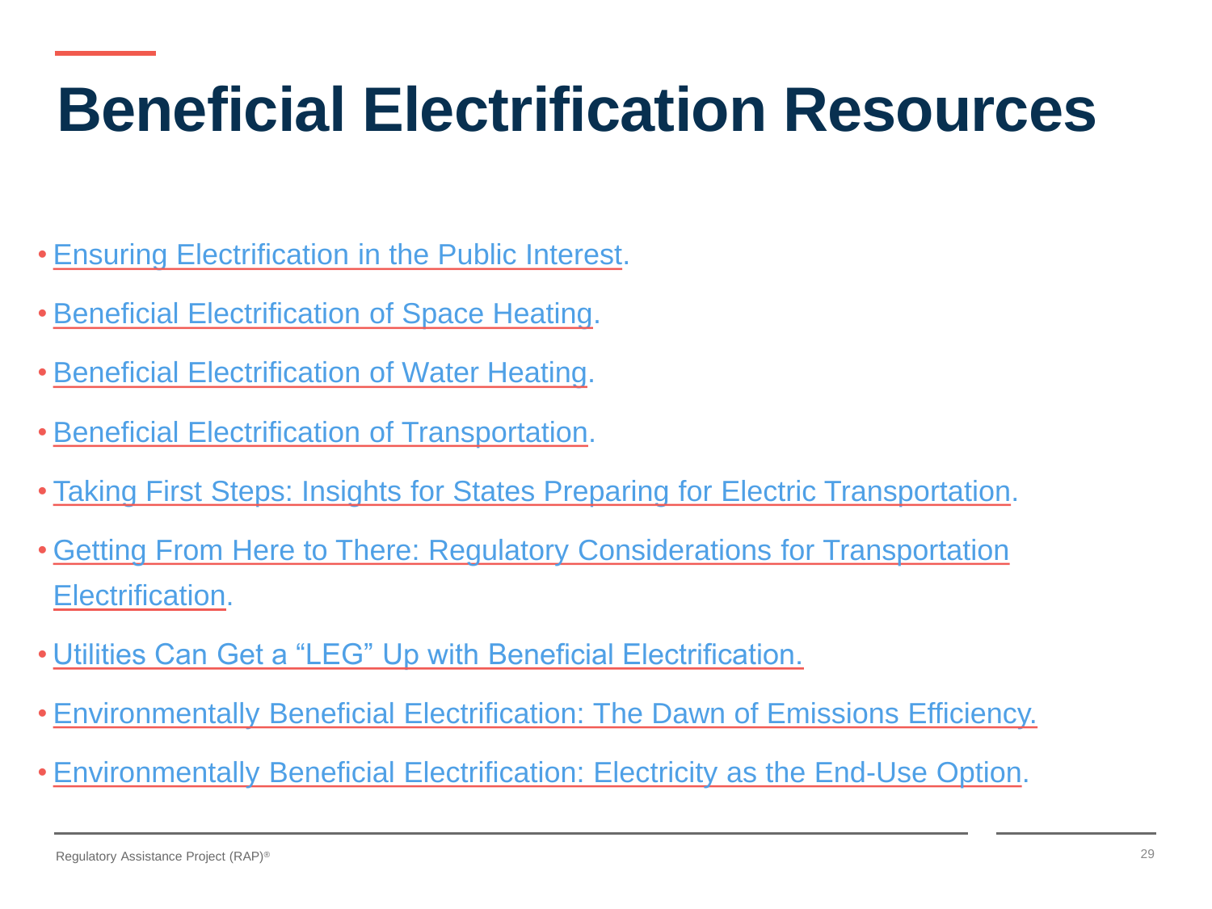# Beneficial Electrification Resources

- Ensuring Electrification in the Public Interest.
- Beneficial Electrification of Space Heating.
- Beneficial Electrification of Water Heating.
- Beneficial Electrification of Transportation.
- Taking First Steps: Insights for States Preparing for Electric Transportation.
- Getting From Here to There: Regulatory Considerations for Transportation Electrification.
- Utilities Can Get a "LEG" Up with Beneficial Electrification.
- Environmentally Beneficial Electrification: The Dawn of Emissions Efficiency.
- Environmentally Beneficial Electrification: Electricity as the End-Use Option.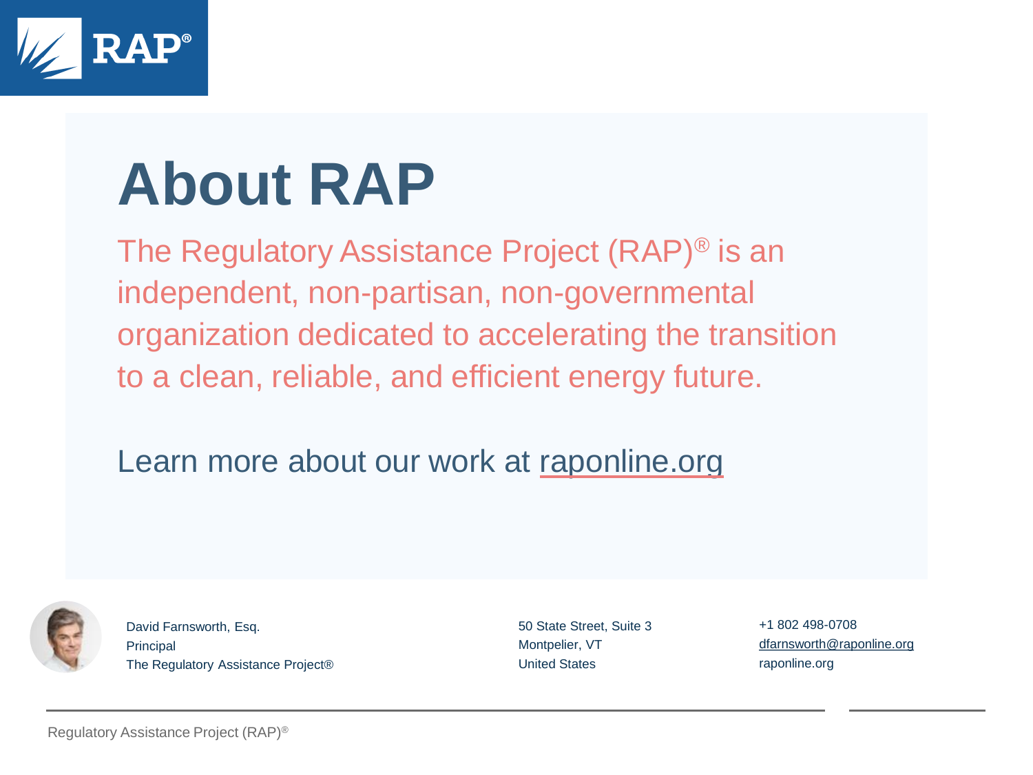# About RAP

The Regulatory Assistance Project (RAP)® is an independent, non-partisan, non-governmental organization dedicated to accelerating the transition to a clean, reliable, and efficient energy future.

Learn more about our work at raponline.org

David Farnsworth, Esq.
Principal
The Regulatory Assistance Project®

50 State Street, Suite 3
Montpelier, VT
United States

+1 802 498-0708
dfarnsworth@raponline.org
raponline.org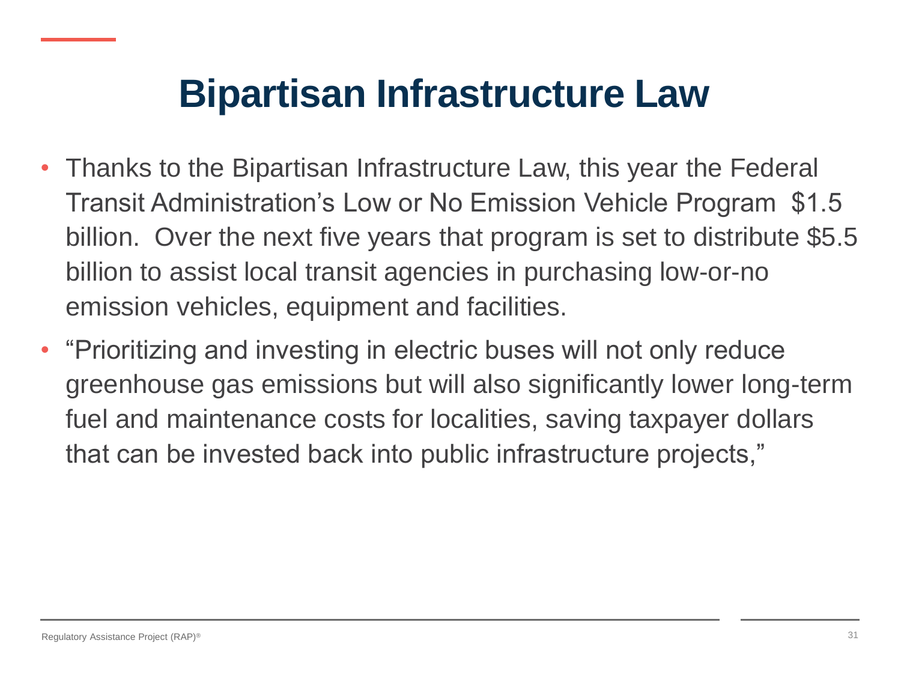# Bipartisan Infrastructure Law

- Thanks to the Bipartisan Infrastructure Law, this year the Federal Transit Administration's Low or No Emission Vehicle Program  $1.5 billion.  Over the next five years that program is set to distribute $5.5 billion to assist local transit agencies in purchasing low-or-no emission vehicles, equipment and facilities.
- "Prioritizing and investing in electric buses will not only reduce greenhouse gas emissions but will also significantly lower long-term fuel and maintenance costs for localities, saving taxpayer dollars that can be invested back into public infrastructure projects,"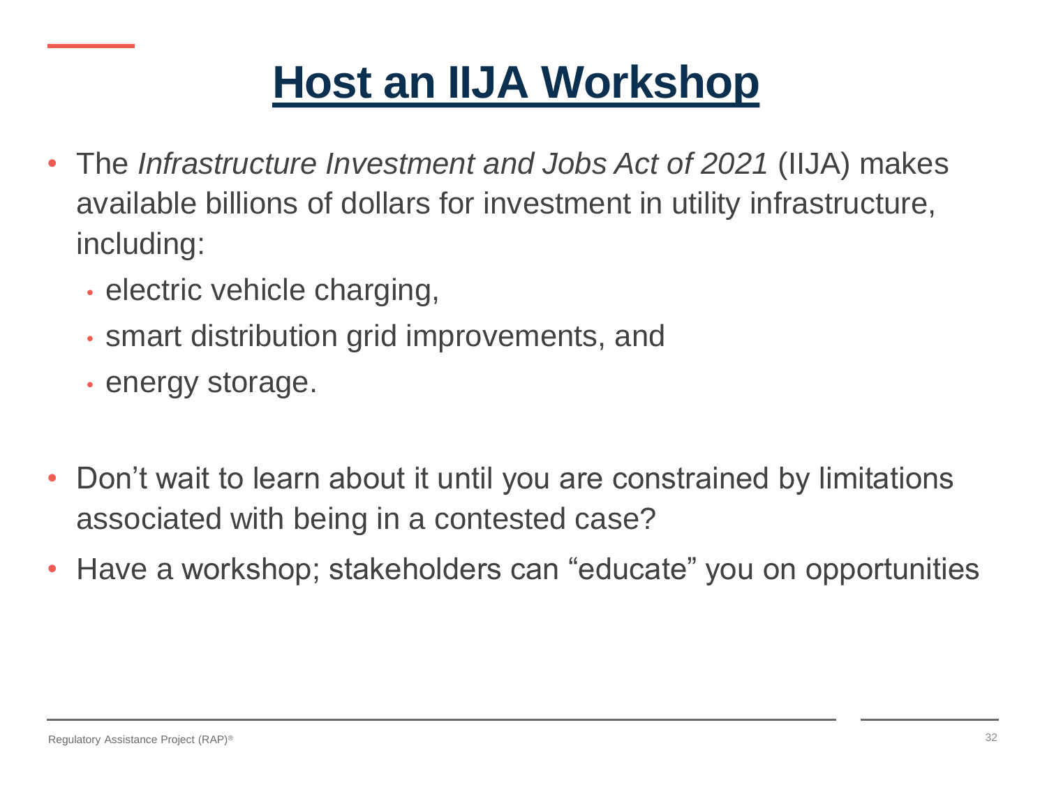# Host an IIJA Workshop

- The *Infrastructure Investment and Jobs Act of 2021* (IIJA) makes available billions of dollars for investment in utility infrastructure, including:
  - electric vehicle charging,
  - smart distribution grid improvements, and
  - energy storage.

- Don’t wait to learn about it until you are constrained by limitations associated with being in a contested case?
- Have a workshop; stakeholders can “educate” you on opportunities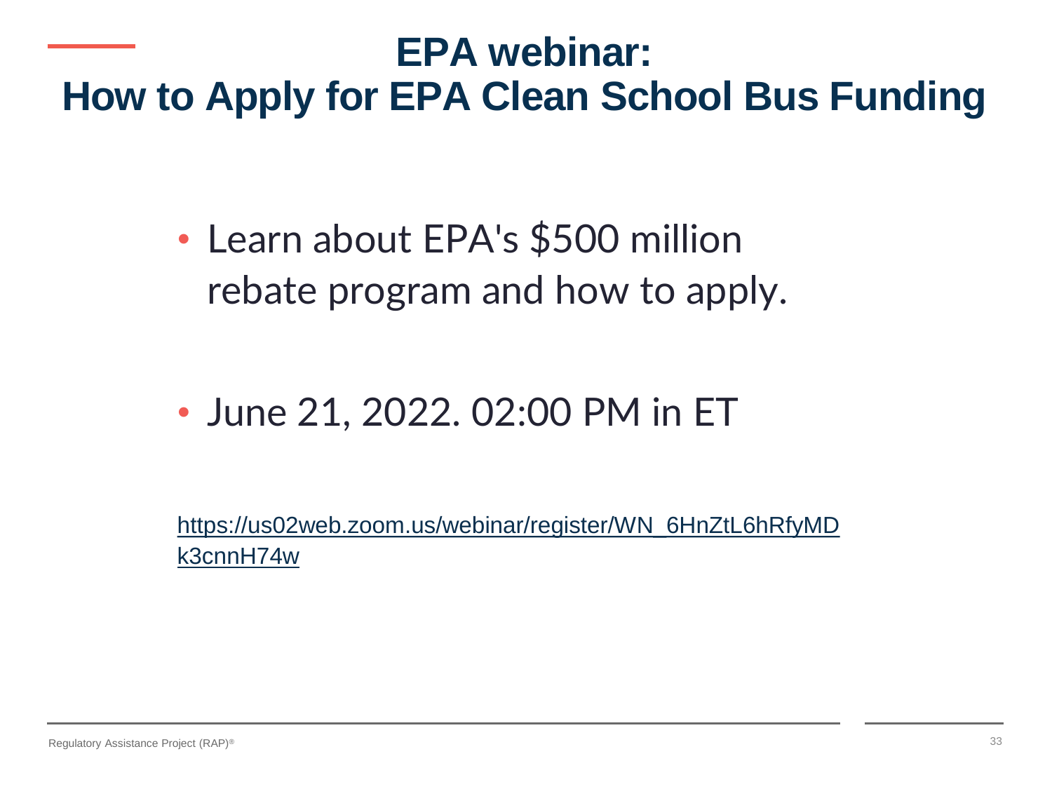# EPA webinar: How to Apply for EPA Clean School Bus Funding

- Learn about EPA's $500 million rebate program and how to apply.

- June 21, 2022. 02:00 PM in ET

https://us02web.zoom.us/webinar/register/WN_6HnZtL6hRfyMDk3cnnH74w